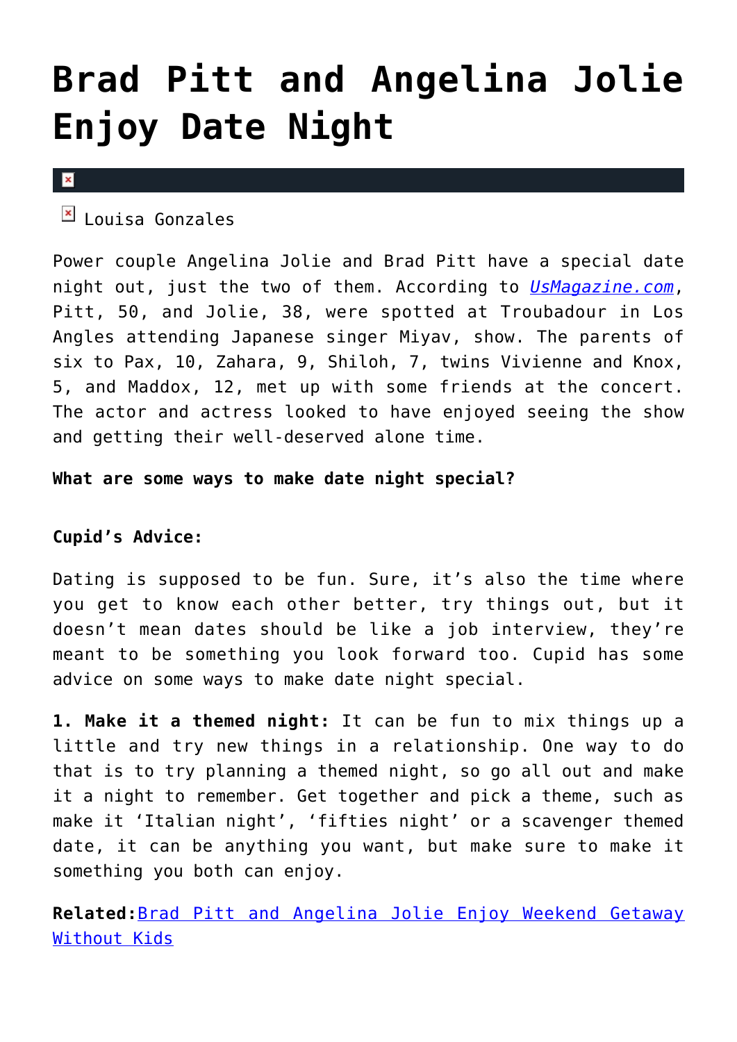# Brad Pitt and Angelina Jolie Enjoy Date Night

Louisa Gonzales

Power couple Angelina Jolie and Brad Pitt have a special date night out, just the two of them. According to [UsMagazine.com](UsMagazine.com), Pitt, 50, and Jolie, 38, were spotted at Troubadour in Los Angles attending Japanese singer Miyav, show. The parents of six to Pax, 10, Zahara, 9, Shiloh, 7, twins Vivienne and Knox, 5, and Maddox, 12, met up with some friends at the concert. The actor and actress looked to have enjoyed seeing the show and getting their well-deserved alone time.

**What are some ways to make date night special?**

**Cupid's Advice:**

Dating is supposed to be fun. Sure, it's also the time where you get to know each other better, try things out, but it doesn't mean dates should be like a job interview, they're meant to be something you look forward too. Cupid has some advice on some ways to make date night special.

**1. Make it a themed night:** It can be fun to mix things up a little and try new things in a relationship. One way to do that is to try planning a themed night, so go all out and make it a night to remember. Get together and pick a theme, such as make it 'Italian night', 'fifties night' or a scavenger themed date, it can be anything you want, but make sure to make it something you both can enjoy.

**Related:** Brad Pitt and Angelina Jolie Enjoy Weekend Getaway Without Kids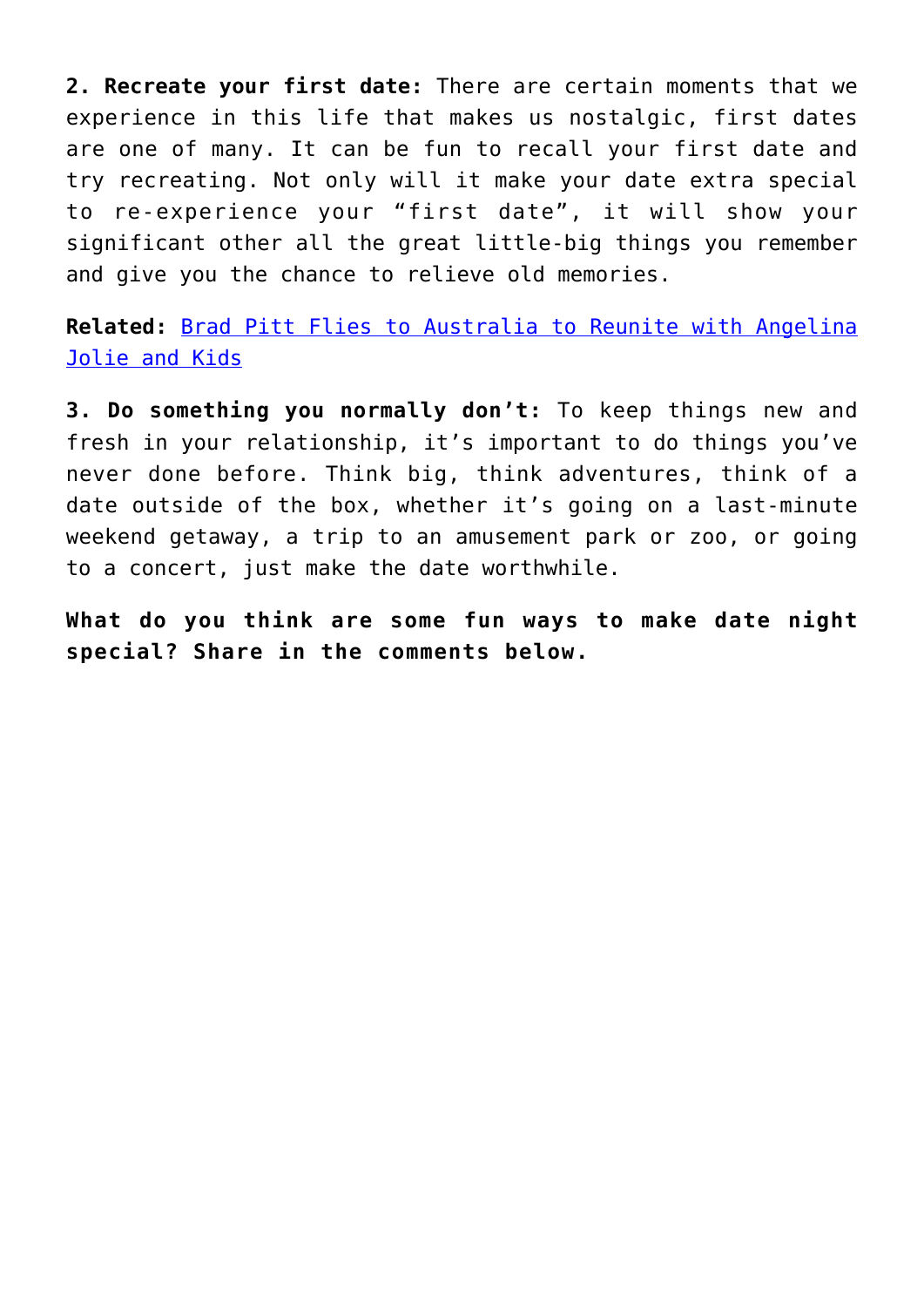**2. Recreate your first date:** There are certain moments that we experience in this life that makes us nostalgic, first dates are one of many. It can be fun to recall your first date and try recreating. Not only will it make your date extra special to re-experience your "first date", it will show your significant other all the great little-big things you remember and give you the chance to relieve old memories.

**Related:** Brad Pitt Flies to Australia to Reunite with Angelina Jolie and Kids

**3. Do something you normally don't:** To keep things new and fresh in your relationship, it's important to do things you've never done before. Think big, think adventures, think of a date outside of the box, whether it's going on a last-minute weekend getaway, a trip to an amusement park or zoo, or going to a concert, just make the date worthwhile.

**What do you think are some fun ways to make date night special? Share in the comments below.**